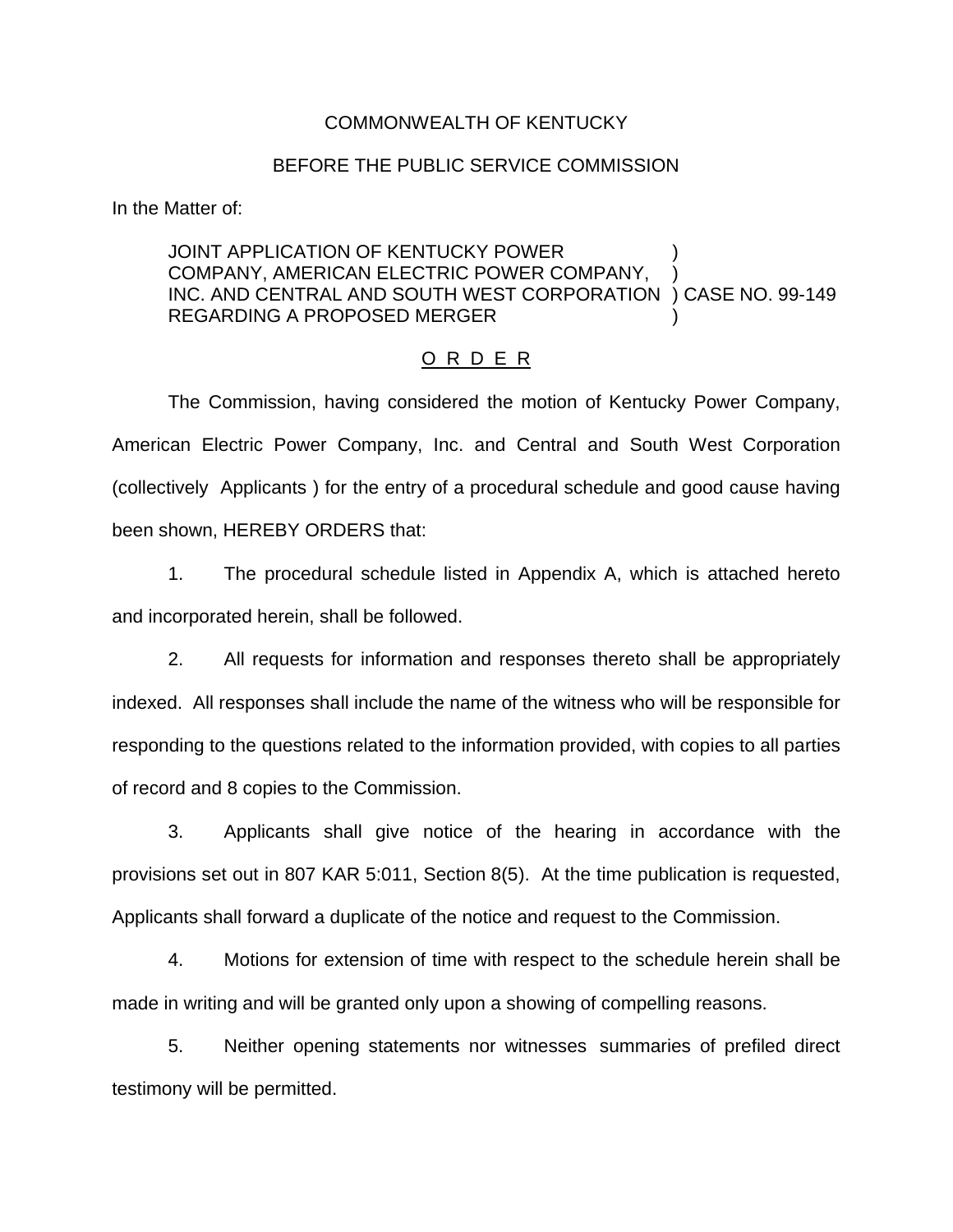COMMONWEALTH OF KENTUCKY

BEFORE THE PUBLIC SERVICE COMMISSION

In the Matter of:

JOINT APPLICATION OF KENTUCKY POWER COMPANY, AMERICAN ELECTRIC POWER COMPANY, INC. AND CENTRAL AND SOUTH WEST CORPORATION REGARDING A PROPOSED MERGER ) CASE NO. 99-149

O R D E R

The Commission, having considered the motion of Kentucky Power Company, American Electric Power Company, Inc. and Central and South West Corporation (collectively Applicants ) for the entry of a procedural schedule and good cause having been shown, HEREBY ORDERS that:

1. The procedural schedule listed in Appendix A, which is attached hereto and incorporated herein, shall be followed.

2. All requests for information and responses thereto shall be appropriately indexed. All responses shall include the name of the witness who will be responsible for responding to the questions related to the information provided, with copies to all parties of record and 8 copies to the Commission.

3. Applicants shall give notice of the hearing in accordance with the provisions set out in 807 KAR 5:011, Section 8(5). At the time publication is requested, Applicants shall forward a duplicate of the notice and request to the Commission.

4. Motions for extension of time with respect to the schedule herein shall be made in writing and will be granted only upon a showing of compelling reasons.

5. Neither opening statements nor witnesses summaries of prefiled direct testimony will be permitted.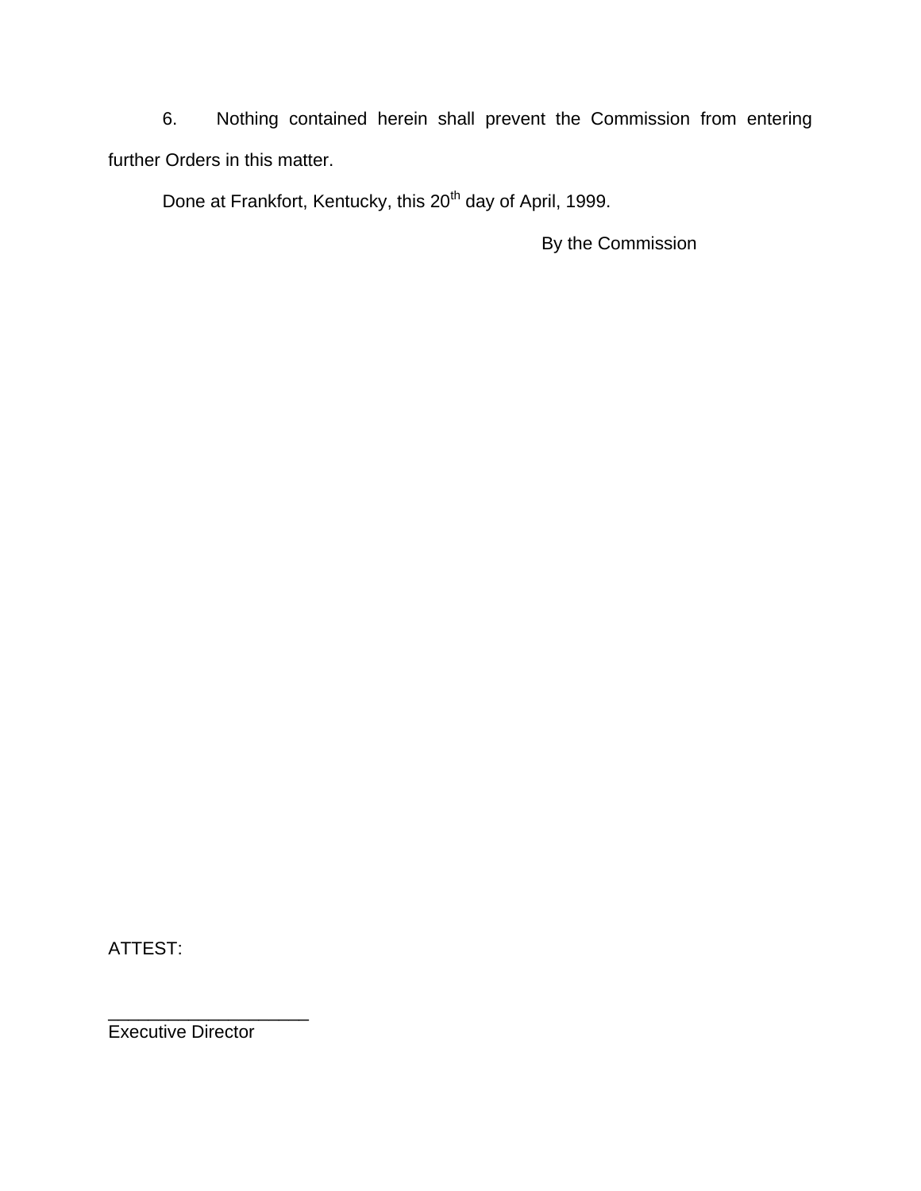6. Nothing contained herein shall prevent the Commission from entering further Orders in this matter.

Done at Frankfort, Kentucky, this 20th day of April, 1999.

By the Commission

ATTEST:

____________________

Executive Director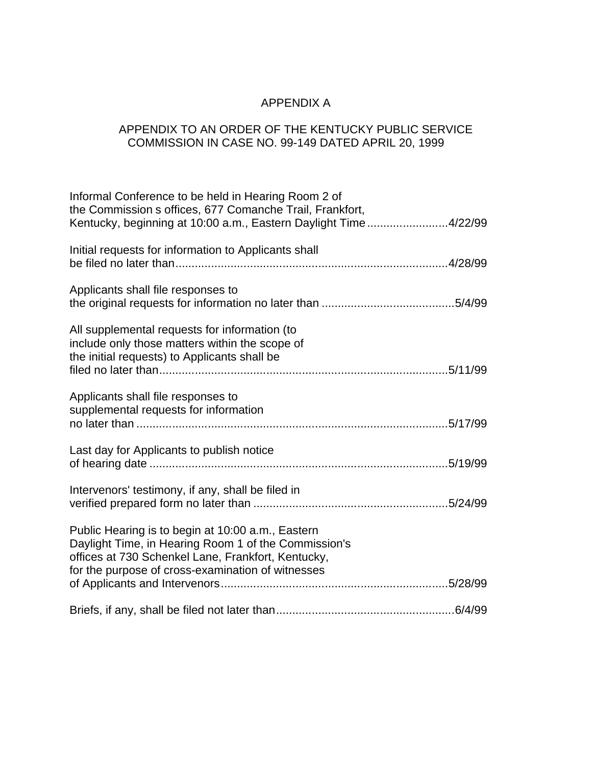# APPENDIX A

## APPENDIX TO AN ORDER OF THE KENTUCKY PUBLIC SERVICE COMMISSION IN CASE NO. 99-149 DATED APRIL 20, 1999

Informal Conference to be held in Hearing Room 2 of the Commission s offices, 677 Comanche Trail, Frankfort, Kentucky, beginning at 10:00 a.m., Eastern Daylight Time .........................4/22/99

Initial requests for information to Applicants shall be filed no later than....................................................................................4/28/99

Applicants shall file responses to the original requests for information no later than .........................................5/4/99

All supplemental requests for information (to include only those matters within the scope of the initial requests) to Applicants shall be filed no later than.........................................................................................5/11/99

Applicants shall file responses to supplemental requests for information no later than .................................................................................................5/17/99

Last day for Applicants to publish notice of hearing date ............................................................................................5/19/99

Intervenors' testimony, if any, shall be filed in verified prepared form no later than ............................................................5/24/99

Public Hearing is to begin at 10:00 a.m., Eastern Daylight Time, in Hearing Room 1 of the Commission's offices at 730 Schenkel Lane, Frankfort, Kentucky, for the purpose of cross-examination of witnesses of Applicants and Intervenors......................................................................5/28/99

Briefs, if any, shall be filed not later than.......................................................6/4/99